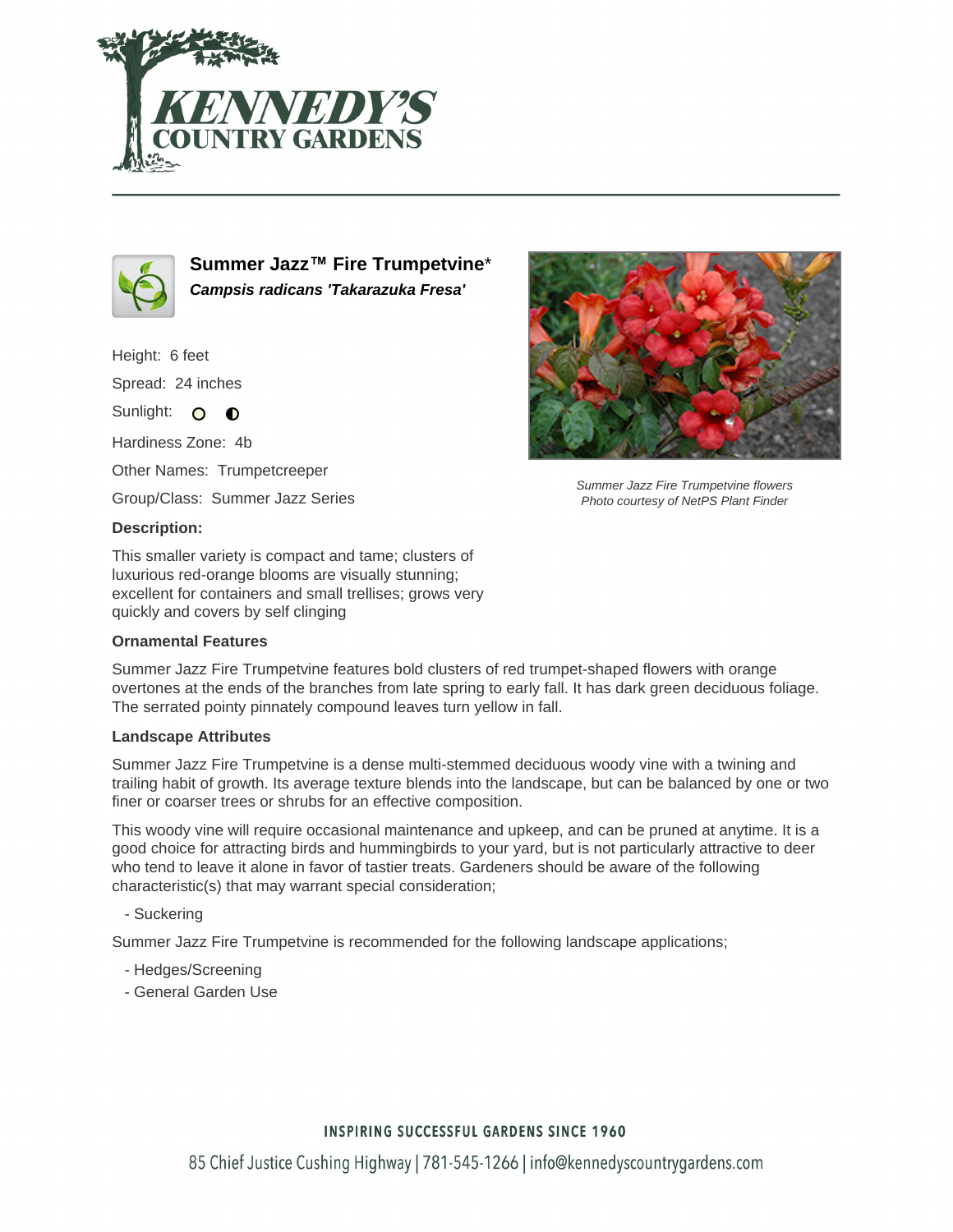# Summer Jazz™ Fire Trumpetvine*

***Campsis radicans 'Takarazuka Fresa'***

Height: 6 feet

Spread: 24 inches

Sunlight:

Hardiness Zone: 4b

Other Names: Trumpetcreeper

Group/Class: Summer Jazz Series

**Description:**

This smaller variety is compact and tame; clusters of luxurious red-orange blooms are visually stunning; excellent for containers and small trellises; grows very quickly and covers by self clinging

*Summer Jazz Fire Trumpetvine flowers*
*Photo courtesy of NetPS Plant Finder*

**Ornamental Features**

Summer Jazz Fire Trumpetvine features bold clusters of red trumpet-shaped flowers with orange overtones at the ends of the branches from late spring to early fall. It has dark green deciduous foliage. The serrated pointy pinnately compound leaves turn yellow in fall.

**Landscape Attributes**

Summer Jazz Fire Trumpetvine is a dense multi-stemmed deciduous woody vine with a twining and trailing habit of growth. Its average texture blends into the landscape, but can be balanced by one or two finer or coarser trees or shrubs for an effective composition.

This woody vine will require occasional maintenance and upkeep, and can be pruned at anytime. It is a good choice for attracting birds and hummingbirds to your yard, but is not particularly attractive to deer who tend to leave it alone in favor of tastier treats. Gardeners should be aware of the following characteristic(s) that may warrant special consideration;

- Suckering

Summer Jazz Fire Trumpetvine is recommended for the following landscape applications;

- Hedges/Screening
- General Garden Use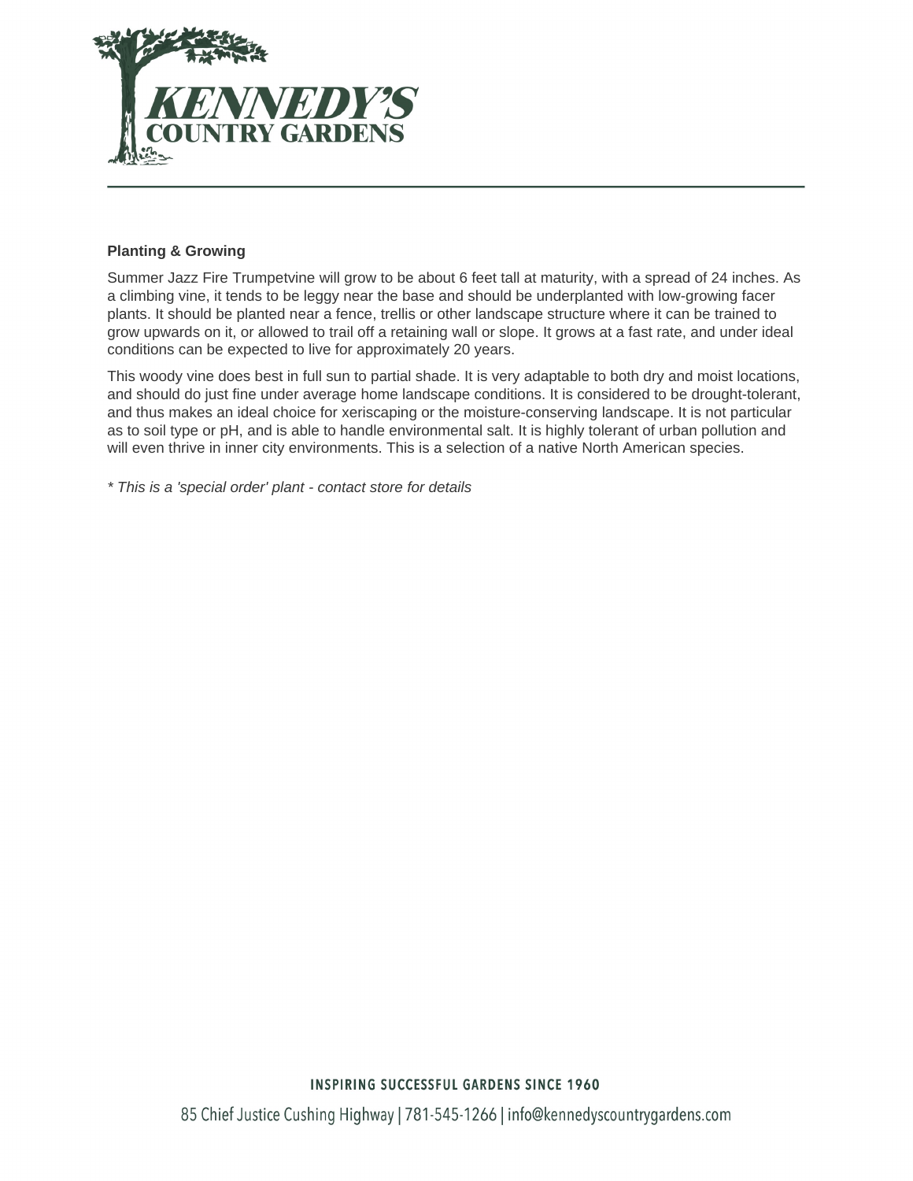**Planting & Growing**

Summer Jazz Fire Trumpetvine will grow to be about 6 feet tall at maturity, with a spread of 24 inches. As a climbing vine, it tends to be leggy near the base and should be underplanted with low-growing facer plants. It should be planted near a fence, trellis or other landscape structure where it can be trained to grow upwards on it, or allowed to trail off a retaining wall or slope. It grows at a fast rate, and under ideal conditions can be expected to live for approximately 20 years.

This woody vine does best in full sun to partial shade. It is very adaptable to both dry and moist locations, and should do just fine under average home landscape conditions. It is considered to be drought-tolerant, and thus makes an ideal choice for xeriscaping or the moisture-conserving landscape. It is not particular as to soil type or pH, and is able to handle environmental salt. It is highly tolerant of urban pollution and will even thrive in inner city environments. This is a selection of a native North American species.

*\* This is a 'special order' plant - contact store for details*